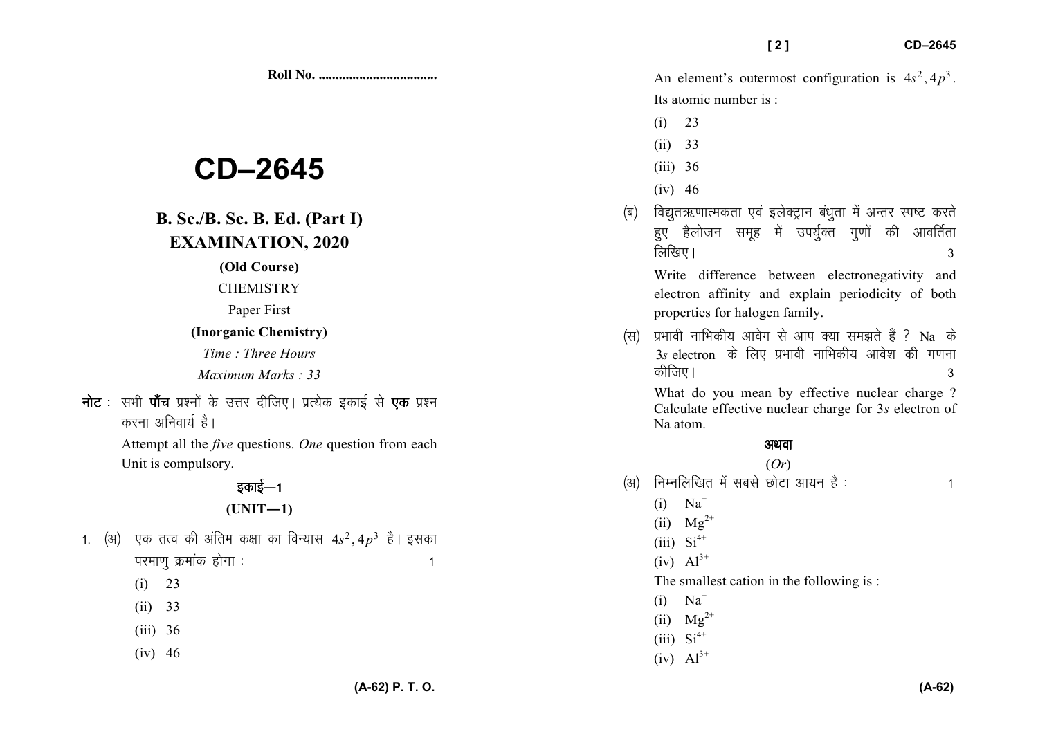Roll No. ..................................

# CD–2645

## B. Sc./B. Sc. B. Ed. (Part I) EXAMINATION, 2020

**(Old Course)**

CHEMISTRY

Paper First

**(Inorganic Chemistry)**

*Time : Three Hours*

*Maximum Marks : 33*

**नोट :** सभी **पाँच** प्रश्नों के उत्तर दीजिए। प्रत्येक इकाई से **एक** प्रश्न करना अनिवार्य है।

Attempt all the *five* questions. *One* question from each Unit is compulsory.

### इकाई—1

### (UNIT—1)

1. (अ) एक तत्व की अंतिम कक्षा का विन्यास $4s^2, 4p^3$ है। इसका परमाणु क्रमांक होगा : 1

   (i) 23

   (ii) 33

   (iii) 36

   (iv) 46

   An element's outermost configuration is $4s^2, 4p^3$. Its atomic number is :

   (i) 23

   (ii) 33

   (iii) 36

   (iv) 46

   (ब) विद्युतऋणात्मकता एवं इलेक्ट्रान बंधुता में अन्तर स्पष्ट करते हुए हैलोजन समूह में उपर्युक्त गुणों की आवर्तिता लिखिए। 3

   Write difference between electronegativity and electron affinity and explain periodicity of both properties for halogen family.

   (स) प्रभावी नाभिकीय आवेग से आप क्या समझते हैं ? Na के 3*s* electron के लिए प्रभावी नाभिकीय आवेश की गणना कीजिए। 3

   What do you mean by effective nuclear charge ? Calculate effective nuclear charge for 3*s* electron of Na atom.

**अथवा**

(*Or*)

   (अ) निम्नलिखित में सबसे छोटा आयन है : 1

   (i) $Na^+$

   (ii) $Mg^{2+}$

   (iii) $Si^{4+}$

   (iv) $Al^{3+}$

   The smallest cation in the following is :

   (i) $Na^+$

   (ii) $Mg^{2+}$

   (iii) $Si^{4+}$

   (iv) $Al^{3+}$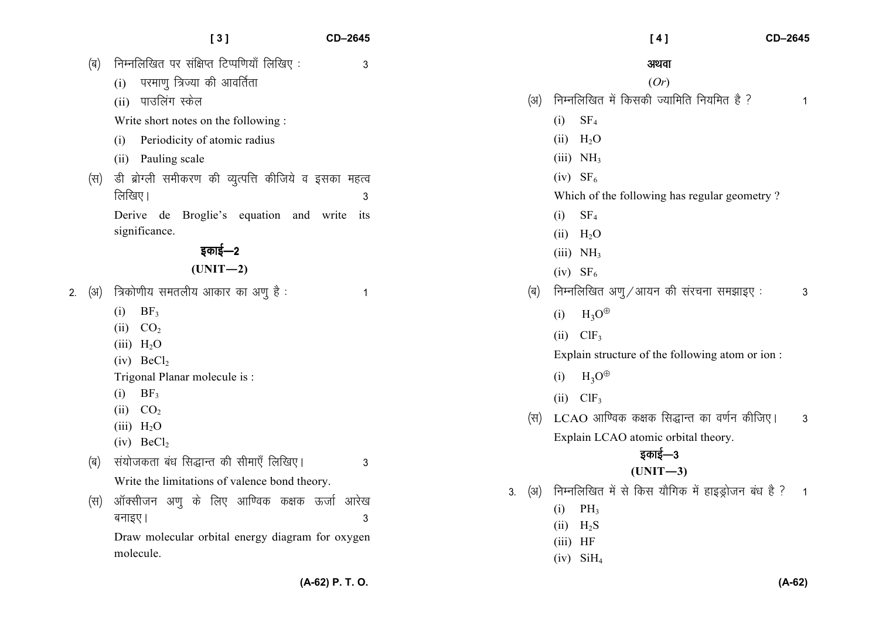(ब) निम्नलिखित पर संक्षिप्त टिप्पणियाँ लिखिए : 3

(i) परमाणु त्रिज्या की आवर्तिता

(ii) पाउलिंग स्केल

Write short notes on the following :

(i) Periodicity of atomic radius

(ii) Pauling scale

(स) डी ब्रोग्ली समीकरण की व्युत्पत्ति कीजिये व इसका महत्व लिखिए। 3

Derive de Broglie's equation and write its significance.

## इकाई—2
## (UNIT—2)

2\. (अ) त्रिकोणीय समतलीय आकार का अणु है : 1

(i) $BF_3$

(ii) $CO_2$

(iii) $H_2O$

(iv) $BeCl_2$

Trigonal Planar molecule is :

(i) $BF_3$

(ii) $CO_2$

(iii) $H_2O$

(iv) $BeCl_2$

(ब) संयोजकता बंध सिद्धान्त की सीमाएँ लिखिए। 3

Write the limitations of valence bond theory.

(स) ऑक्सीजन अणु के लिए आण्विक कक्षक ऊर्जा आरेख बनाइए। 3

Draw molecular orbital energy diagram for oxygen molecule.

अथवा

(*Or*)

(अ) निम्नलिखित में किसकी ज्यामिति नियमित है ? 1

(i) $SF_4$

(ii) $H_2O$

(iii) $NH_3$

(iv) $SF_6$

Which of the following has regular geometry ?

(i) $SF_4$

(ii) $H_2O$

(iii) $NH_3$

(iv) $SF_6$

(ब) निम्नलिखित अणु/आयन की संरचना समझाइए : 3

(i) $H_3O^{\oplus}$

(ii) $ClF_3$

Explain structure of the following atom or ion :

(i) $H_3O^{\oplus}$

(ii) $ClF_3$

(स) LCAO आण्विक कक्षक सिद्धान्त का वर्णन कीजिए। 3

Explain LCAO atomic orbital theory.

## इकाई—3
## (UNIT—3)

3\. (अ) निम्नलिखित में से किस यौगिक में हाइड्रोजन बंध है ? 1

(i) $PH_3$

(ii) $H_2S$

(iii) HF

(iv) $SiH_4$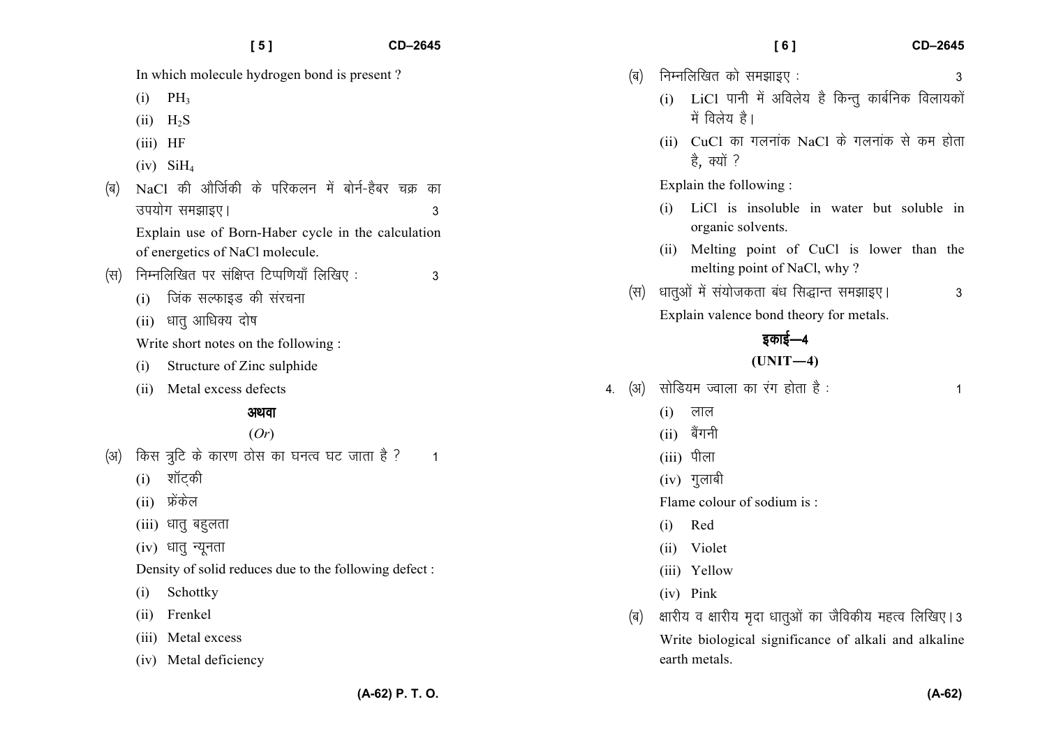In which molecule hydrogen bond is present ?

(i) $PH_3$

(ii) $H_2S$

(iii) HF

(iv) $SiH_4$

(ब) NaCl की ऊर्जिकी के परिकलन में बोर्न-हैबर चक्र का उपयोग समझाइए। 3

Explain use of Born-Haber cycle in the calculation of energetics of NaCl molecule.

(स) निम्नलिखित पर संक्षिप्त टिप्पणियाँ लिखिए : 3

(i) जिंक सल्फाइड की संरचना

(ii) धातु आधिक्य दोष

Write short notes on the following :

(i) Structure of Zinc sulphide

(ii) Metal excess defects

**अथवा**

(*Or*)

(अ) किस त्रुटि के कारण ठोस का घनत्व घट जाता है ? 1

(i) शॉट्की

(ii) फ्रेंकेल

(iii) धातु बहुलता

(iv) धातु न्यूनता

Density of solid reduces due to the following defect :

(i) Schottky

(ii) Frenkel

(iii) Metal excess

(iv) Metal deficiency

(ब) निम्नलिखित को समझाइए : 3

(i) LiCl पानी में अविलेय है किन्तु कार्बनिक विलायकों में विलेय है।

(ii) CuCl का गलनांक NaCl के गलनांक से कम होता है, क्यों ?

Explain the following :

(i) LiCl is insoluble in water but soluble in organic solvents.

(ii) Melting point of CuCl is lower than the melting point of NaCl, why ?

(स) धातुओं में संयोजकता बंध सिद्धान्त समझाइए। 3

Explain valence bond theory for metals.

## इकाई—4

## (UNIT—4)

4. (अ) सोडियम ज्वाला का रंग होता है : 1

(i) लाल

(ii) बैंगनी

(iii) पीला

(iv) गुलाबी

Flame colour of sodium is :

(i) Red

(ii) Violet

(iii) Yellow

(iv) Pink

(ब) क्षारीय व क्षारीय मृदा धातुओं का जैविकीय महत्व लिखिए। 3

Write biological significance of alkali and alkaline earth metals.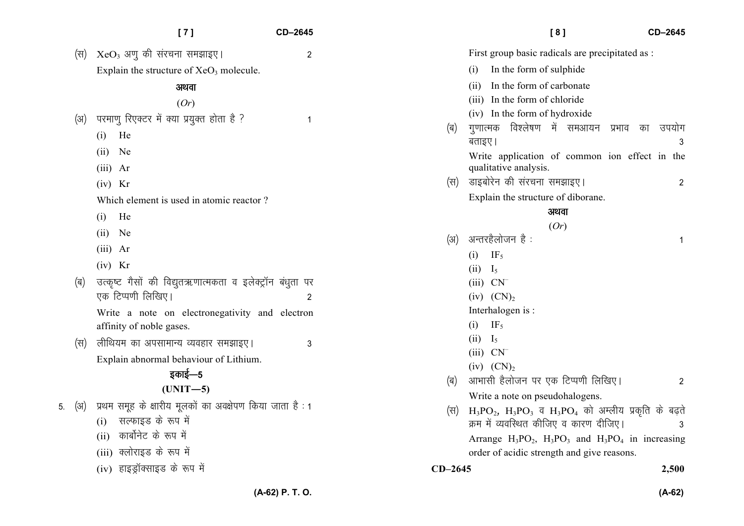(स) $XeO_3$ अणु की संरचना समझाइए। 2

Explain the structure of $XeO_3$ molecule.

अथवा

(*Or*)

(अ) परमाणु रिएक्टर में क्या प्रयुक्त होता है ? 1

(i) He

(ii) Ne

(iii) Ar

(iv) Kr

Which element is used in atomic reactor ?

(i) He

(ii) Ne

(iii) Ar

(iv) Kr

(ब) उत्कृष्ट गैसों की विद्युतऋणात्मकता व इलेक्ट्रॉन बंधुता पर एक टिप्पणी लिखिए। 2

Write a note on electronegativity and electron affinity of noble gases.

(स) लीथियम का अपसामान्य व्यवहार समझाइए। 3

Explain abnormal behaviour of Lithium.

## इकाई—5

## (UNIT—5)

5\. (अ) प्रथम समूह के क्षारीय मूलकों का अवक्षेपण किया जाता है : 1

(i) सल्फाइड के रूप में

(ii) कार्बोनेट के रूप में

(iii) क्लोराइड के रूप में

(iv) हाइड्रॉक्साइड के रूप में

First group basic radicals are precipitated as :

(i) In the form of sulphide

(ii) In the form of carbonate

(iii) In the form of chloride

(iv) In the form of hydroxide

(ब) गुणात्मक विश्लेषण में समआयन प्रभाव का उपयोग बताइए। 3

Write application of common ion effect in the qualitative analysis.

(स) डाइबोरेन की संरचना समझाइए। 2

Explain the structure of diborane.

अथवा

(*Or*)

(अ) अन्तरहैलोजन है : 1

(i) $IF_5$

(ii) $I_5$

(iii) $CN^-$

(iv) $(CN)_2$

Interhalogen is :

(i) $IF_5$

(ii) $I_5$

(iii) $CN^-$

(iv) $(CN)_2$

(ब) आभासी हैलोजन पर एक टिप्पणी लिखिए। 2

Write a note on pseudohalogens.

(स) $H_3PO_2$, $H_3PO_3$ व $H_3PO_4$ को अम्लीय प्रकृति के बढ़ते क्रम में व्यवस्थित कीजिए व कारण दीजिए। 3

Arrange $H_3PO_2$, $H_3PO_3$ and $H_3PO_4$ in increasing order of acidic strength and give reasons.

CD–2645 2,500